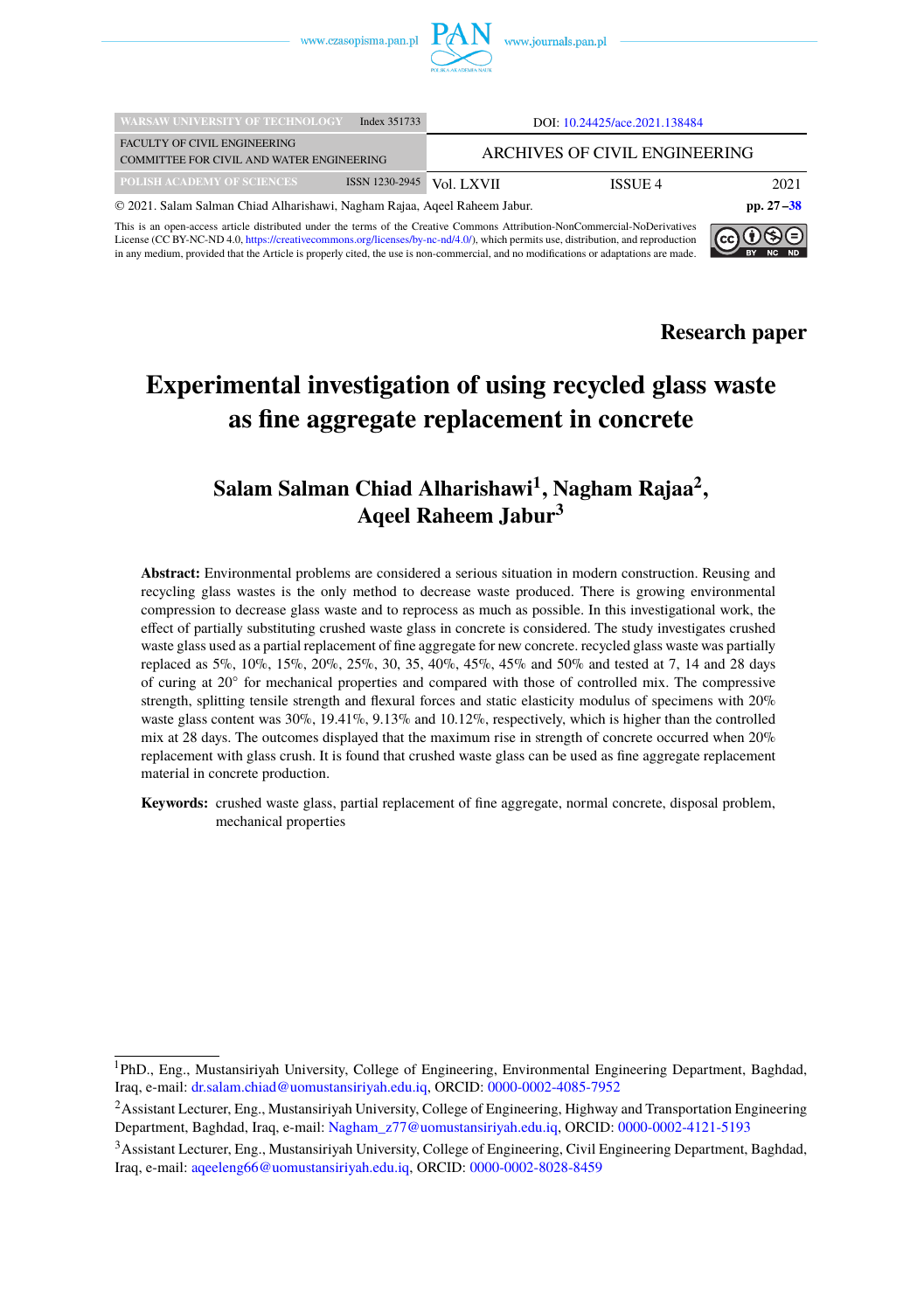WARSAW UNIVERSITY OF TECHNOLOGY Index 351733

FACULTY OF CIVIL ENGINEERING
COMMITTEE FOR CIVIL AND WATER ENGINEERING

POLISH ACADEMY OF SCIENCES ISSN 1230-2945

DOI: 10.24425/ace.2021.138484

ARCHIVES OF CIVIL ENGINEERING

Vol. LXVII ISSUE 4 2021

© 2021. Salam Salman Chiad Alharishawi, Nagham Rajaa, Aqeel Raheem Jabur. pp. 27–38

This is an open-access article distributed under the terms of the Creative Commons Attribution-NonCommercial-NoDerivatives License (CC BY-NC-ND 4.0, https://creativecommons.org/licenses/by-nc-nd/4.0/), which permits use, distribution, and reproduction in any medium, provided that the Article is properly cited, the use is non-commercial, and no modifications or adaptations are made.

**Research paper**

# Experimental investigation of using recycled glass waste as fine aggregate replacement in concrete

## Salam Salman Chiad Alharishawi[1], Nagham Rajaa[2], Aqeel Raheem Jabur[3]

**Abstract:** Environmental problems are considered a serious situation in modern construction. Reusing and recycling glass wastes is the only method to decrease waste produced. There is growing environmental compression to decrease glass waste and to reprocess as much as possible. In this investigational work, the effect of partially substituting crushed waste glass in concrete is considered. The study investigates crushed waste glass used as a partial replacement of fine aggregate for new concrete. recycled glass waste was partially replaced as 5%, 10%, 15%, 20%, 25%, 30, 35, 40%, 45%, 45% and 50% and tested at 7, 14 and 28 days of curing at 20° for mechanical properties and compared with those of controlled mix. The compressive strength, splitting tensile strength and flexural forces and static elasticity modulus of specimens with 20% waste glass content was 30%, 19.41%, 9.13% and 10.12%, respectively, which is higher than the controlled mix at 28 days. The outcomes displayed that the maximum rise in strength of concrete occurred when 20% replacement with glass crush. It is found that crushed waste glass can be used as fine aggregate replacement material in concrete production.

**Keywords:** crushed waste glass, partial replacement of fine aggregate, normal concrete, disposal problem, mechanical properties

---

[1] PhD., Eng., Mustansiriyah University, College of Engineering, Environmental Engineering Department, Baghdad, Iraq, e-mail: dr.salam.chiad@uomustansiriyah.edu.iq, ORCID: 0000-0002-4085-7952

[2] Assistant Lecturer, Eng., Mustansiriyah University, College of Engineering, Highway and Transportation Engineering Department, Baghdad, Iraq, e-mail: Nagham_z77@uomustansiriyah.edu.iq, ORCID: 0000-0002-4121-5193

[3] Assistant Lecturer, Eng., Mustansiriyah University, College of Engineering, Civil Engineering Department, Baghdad, Iraq, e-mail: aqeeleng66@uomustansiriyah.edu.iq, ORCID: 0000-0002-8028-8459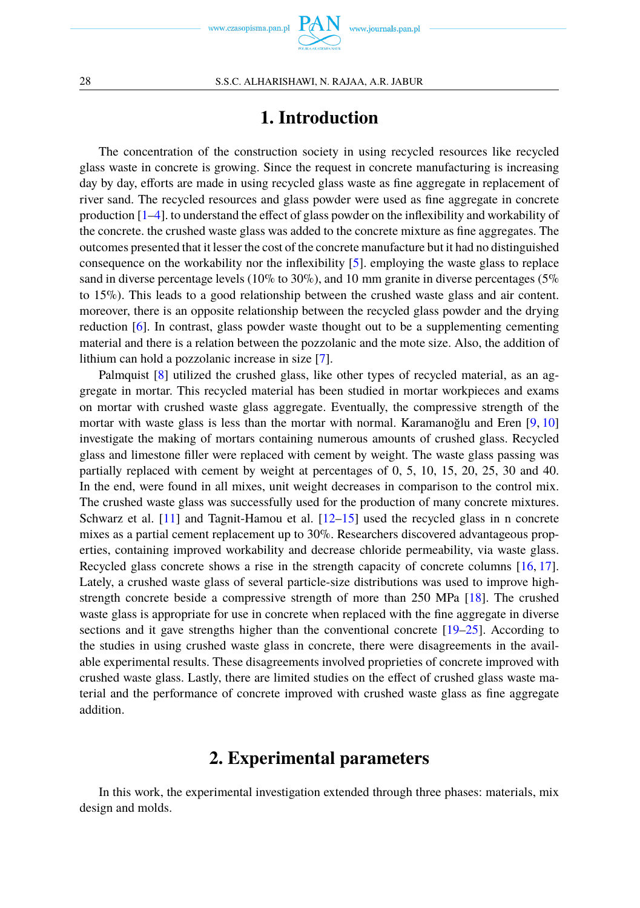# 1. Introduction

The concentration of the construction society in using recycled resources like recycled glass waste in concrete is growing. Since the request in concrete manufacturing is increasing day by day, efforts are made in using recycled glass waste as fine aggregate in replacement of river sand. The recycled resources and glass powder were used as fine aggregate in concrete production [1–4]. to understand the effect of glass powder on the inflexibility and workability of the concrete. the crushed waste glass was added to the concrete mixture as fine aggregates. The outcomes presented that it lesser the cost of the concrete manufacture but it had no distinguished consequence on the workability nor the inflexibility [5]. employing the waste glass to replace sand in diverse percentage levels (10% to 30%), and 10 mm granite in diverse percentages (5% to 15%). This leads to a good relationship between the crushed waste glass and air content. moreover, there is an opposite relationship between the recycled glass powder and the drying reduction [6]. In contrast, glass powder waste thought out to be a supplementing cementing material and there is a relation between the pozzolanic and the mote size. Also, the addition of lithium can hold a pozzolanic increase in size [7].

Palmquist [8] utilized the crushed glass, like other types of recycled material, as an aggregate in mortar. This recycled material has been studied in mortar workpieces and exams on mortar with crushed waste glass aggregate. Eventually, the compressive strength of the mortar with waste glass is less than the mortar with normal. Karamanoğlu and Eren [9, 10] investigate the making of mortars containing numerous amounts of crushed glass. Recycled glass and limestone filler were replaced with cement by weight. The waste glass passing was partially replaced with cement by weight at percentages of 0, 5, 10, 15, 20, 25, 30 and 40. In the end, were found in all mixes, unit weight decreases in comparison to the control mix. The crushed waste glass was successfully used for the production of many concrete mixtures. Schwarz et al. [11] and Tagnit-Hamou et al. [12–15] used the recycled glass in n concrete mixes as a partial cement replacement up to 30%. Researchers discovered advantageous properties, containing improved workability and decrease chloride permeability, via waste glass. Recycled glass concrete shows a rise in the strength capacity of concrete columns [16, 17]. Lately, a crushed waste glass of several particle-size distributions was used to improve high-strength concrete beside a compressive strength of more than 250 MPa [18]. The crushed waste glass is appropriate for use in concrete when replaced with the fine aggregate in diverse sections and it gave strengths higher than the conventional concrete [19–25]. According to the studies in using crushed waste glass in concrete, there were disagreements in the available experimental results. These disagreements involved proprieties of concrete improved with crushed waste glass. Lastly, there are limited studies on the effect of crushed glass waste material and the performance of concrete improved with crushed waste glass as fine aggregate addition.

# 2. Experimental parameters

In this work, the experimental investigation extended through three phases: materials, mix design and molds.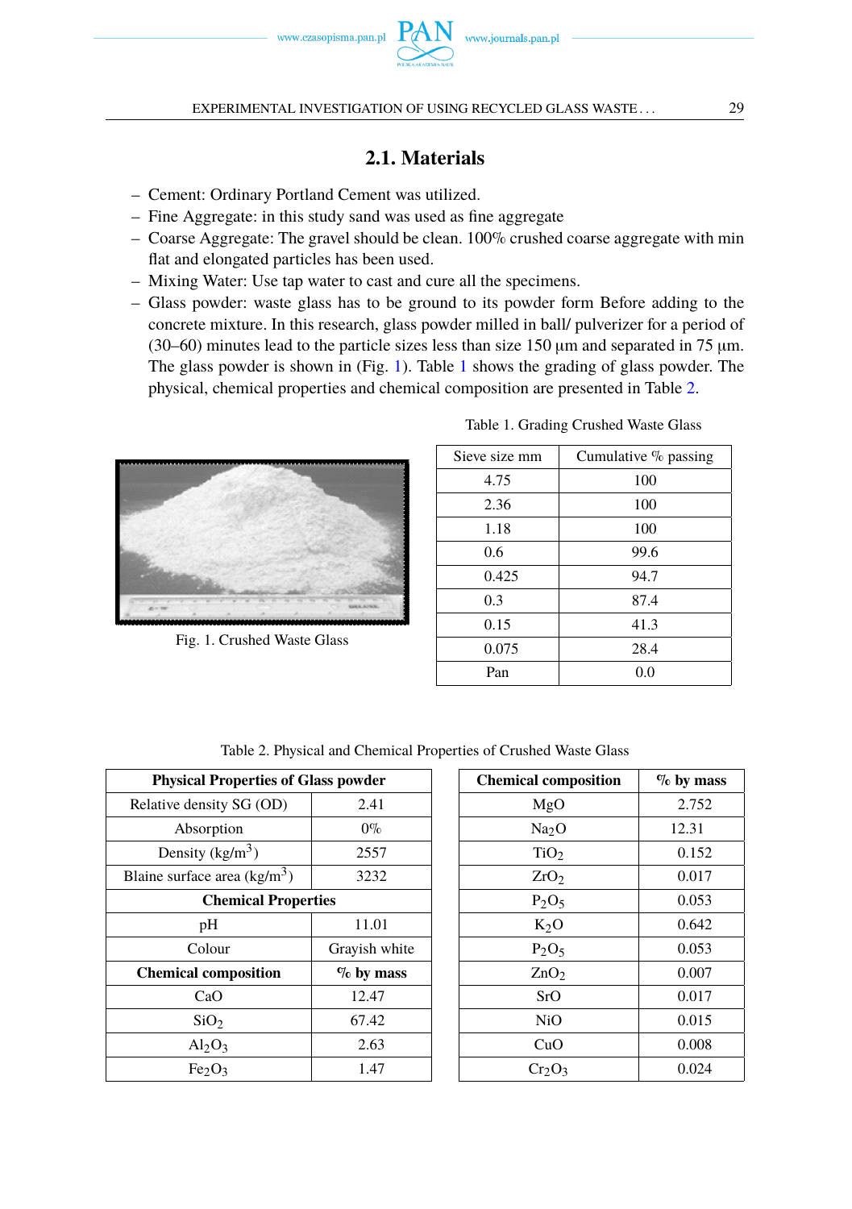## 2.1. Materials

- Cement: Ordinary Portland Cement was utilized.
- Fine Aggregate: in this study sand was used as fine aggregate
- Coarse Aggregate: The gravel should be clean. 100% crushed coarse aggregate with min flat and elongated particles has been used.
- Mixing Water: Use tap water to cast and cure all the specimens.
- Glass powder: waste glass has to be ground to its powder form Before adding to the concrete mixture. In this research, glass powder milled in ball/ pulverizer for a period of (30–60) minutes lead to the particle sizes less than size 150 µm and separated in 75 µm. The glass powder is shown in (Fig. 1). Table 1 shows the grading of glass powder. The physical, chemical properties and chemical composition are presented in Table 2.

Fig. 1. Crushed Waste Glass

Table 1. Grading Crushed Waste Glass

| Sieve size mm | Cumulative % passing |
|---|---|
| 4.75 | 100 |
| 2.36 | 100 |
| 1.18 | 100 |
| 0.6 | 99.6 |
| 0.425 | 94.7 |
| 0.3 | 87.4 |
| 0.15 | 41.3 |
| 0.075 | 28.4 |
| Pan | 0.0 |

Table 2. Physical and Chemical Properties of Crushed Waste Glass

| **Physical Properties of Glass powder** | |
|---|---|
| Relative density SG (OD) | 2.41 |
| Absorption | 0% |
| Density (kg/m$^3$) | 2557 |
| Blaine surface area (kg/m$^3$) | 3232 |
| **Chemical Properties** | |
| pH | 11.01 |
| Colour | Grayish white |
| **Chemical composition** | **% by mass** |
| CaO | 12.47 |
| $SiO_2$ | 67.42 |
| $Al_2O_3$ | 2.63 |
| $Fe_2O_3$ | 1.47 |

| **Chemical composition** | **% by mass** |
|---|---|
| MgO | 2.752 |
| $Na_2O$ | 12.31 |
| $TiO_2$ | 0.152 |
| $ZrO_2$ | 0.017 |
| $P_2O_5$ | 0.053 |
| $K_2O$ | 0.642 |
| $P_2O_5$ | 0.053 |
| $ZnO_2$ | 0.007 |
| SrO | 0.017 |
| NiO | 0.015 |
| CuO | 0.008 |
| $Cr_2O_3$ | 0.024 |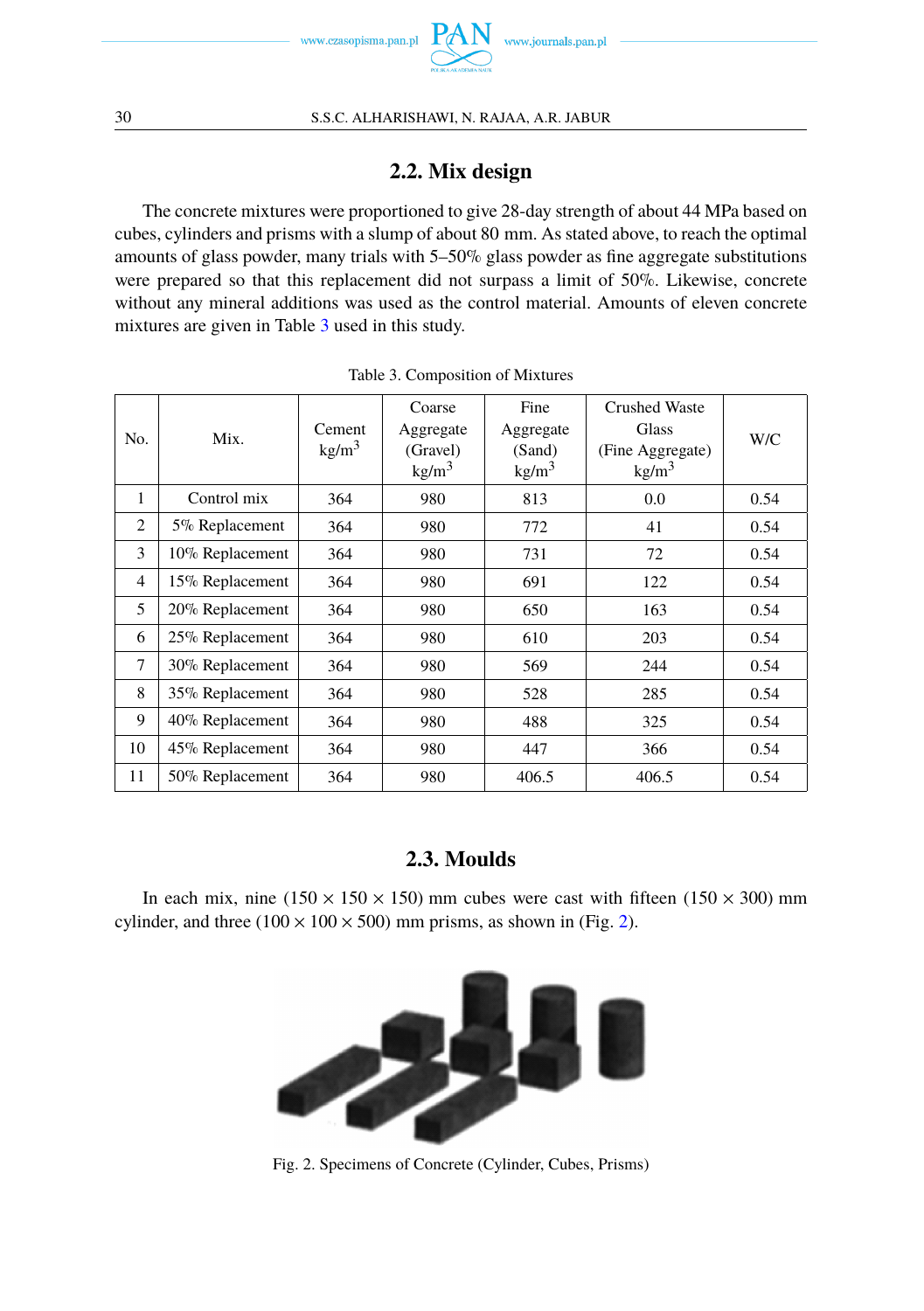## 2.2. Mix design

The concrete mixtures were proportioned to give 28-day strength of about 44 MPa based on cubes, cylinders and prisms with a slump of about 80 mm. As stated above, to reach the optimal amounts of glass powder, many trials with 5–50% glass powder as fine aggregate substitutions were prepared so that this replacement did not surpass a limit of 50%. Likewise, concrete without any mineral additions was used as the control material. Amounts of eleven concrete mixtures are given in Table 3 used in this study.

Table 3. Composition of Mixtures

| No. | Mix. | Cement kg/m$^3$ | Coarse Aggregate (Gravel) kg/m$^3$ | Fine Aggregate (Sand) kg/m$^3$ | Crushed Waste Glass (Fine Aggregate) kg/m$^3$ | W/C |
|---|---|---|---|---|---|---|
| 1 | Control mix | 364 | 980 | 813 | 0.0 | 0.54 |
| 2 | 5% Replacement | 364 | 980 | 772 | 41 | 0.54 |
| 3 | 10% Replacement | 364 | 980 | 731 | 72 | 0.54 |
| 4 | 15% Replacement | 364 | 980 | 691 | 122 | 0.54 |
| 5 | 20% Replacement | 364 | 980 | 650 | 163 | 0.54 |
| 6 | 25% Replacement | 364 | 980 | 610 | 203 | 0.54 |
| 7 | 30% Replacement | 364 | 980 | 569 | 244 | 0.54 |
| 8 | 35% Replacement | 364 | 980 | 528 | 285 | 0.54 |
| 9 | 40% Replacement | 364 | 980 | 488 | 325 | 0.54 |
| 10 | 45% Replacement | 364 | 980 | 447 | 366 | 0.54 |
| 11 | 50% Replacement | 364 | 980 | 406.5 | 406.5 | 0.54 |

## 2.3. Moulds

In each mix, nine (150 × 150 × 150) mm cubes were cast with fifteen (150 × 300) mm cylinder, and three (100 × 100 × 500) mm prisms, as shown in (Fig. 2).

Fig. 2. Specimens of Concrete (Cylinder, Cubes, Prisms)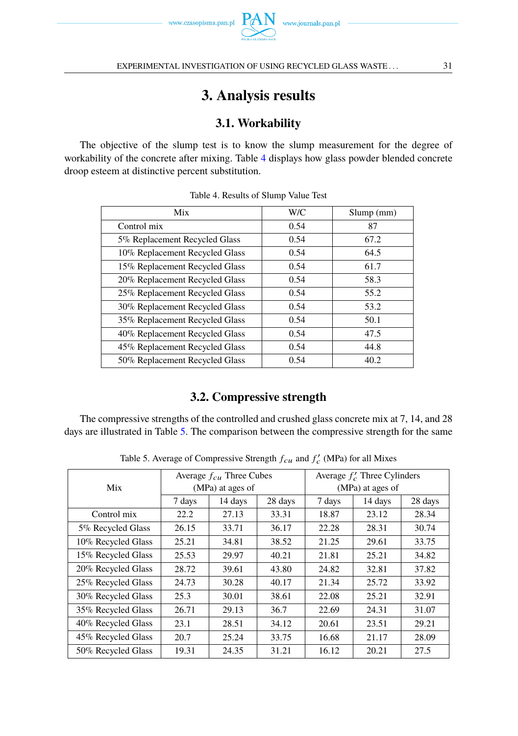# 3. Analysis results

## 3.1. Workability

The objective of the slump test is to know the slump measurement for the degree of workability of the concrete after mixing. Table 4 displays how glass powder blended concrete droop esteem at distinctive percent substitution.

Table 4. Results of Slump Value Test

| Mix | W/C | Slump (mm) |
|---|---|---|
| Control mix | 0.54 | 87 |
| 5% Replacement Recycled Glass | 0.54 | 67.2 |
| 10% Replacement Recycled Glass | 0.54 | 64.5 |
| 15% Replacement Recycled Glass | 0.54 | 61.7 |
| 20% Replacement Recycled Glass | 0.54 | 58.3 |
| 25% Replacement Recycled Glass | 0.54 | 55.2 |
| 30% Replacement Recycled Glass | 0.54 | 53.2 |
| 35% Replacement Recycled Glass | 0.54 | 50.1 |
| 40% Replacement Recycled Glass | 0.54 | 47.5 |
| 45% Replacement Recycled Glass | 0.54 | 44.8 |
| 50% Replacement Recycled Glass | 0.54 | 40.2 |

## 3.2. Compressive strength

The compressive strengths of the controlled and crushed glass concrete mix at 7, 14, and 28 days are illustrated in Table 5. The comparison between the compressive strength for the same

Table 5. Average of Compressive Strength $f_{cu}$ and $f'_c$ (MPa) for all Mixes

| Mix | Average $f_{cu}$ Three Cubes (MPa) at ages of | | | Average $f'_c$ Three Cylinders (MPa) at ages of | | |
|---|---|---|---|---|---|---|
| | 7 days | 14 days | 28 days | 7 days | 14 days | 28 days |
| Control mix | 22.2 | 27.13 | 33.31 | 18.87 | 23.12 | 28.34 |
| 5% Recycled Glass | 26.15 | 33.71 | 36.17 | 22.28 | 28.31 | 30.74 |
| 10% Recycled Glass | 25.21 | 34.81 | 38.52 | 21.25 | 29.61 | 33.75 |
| 15% Recycled Glass | 25.53 | 29.97 | 40.21 | 21.81 | 25.21 | 34.82 |
| 20% Recycled Glass | 28.72 | 39.61 | 43.80 | 24.82 | 32.81 | 37.82 |
| 25% Recycled Glass | 24.73 | 30.28 | 40.17 | 21.34 | 25.72 | 33.92 |
| 30% Recycled Glass | 25.3 | 30.01 | 38.61 | 22.08 | 25.21 | 32.91 |
| 35% Recycled Glass | 26.71 | 29.13 | 36.7 | 22.69 | 24.31 | 31.07 |
| 40% Recycled Glass | 23.1 | 28.51 | 34.12 | 20.61 | 23.51 | 29.21 |
| 45% Recycled Glass | 20.7 | 25.24 | 33.75 | 16.68 | 21.17 | 28.09 |
| 50% Recycled Glass | 19.31 | 24.35 | 31.21 | 16.12 | 20.21 | 27.5 |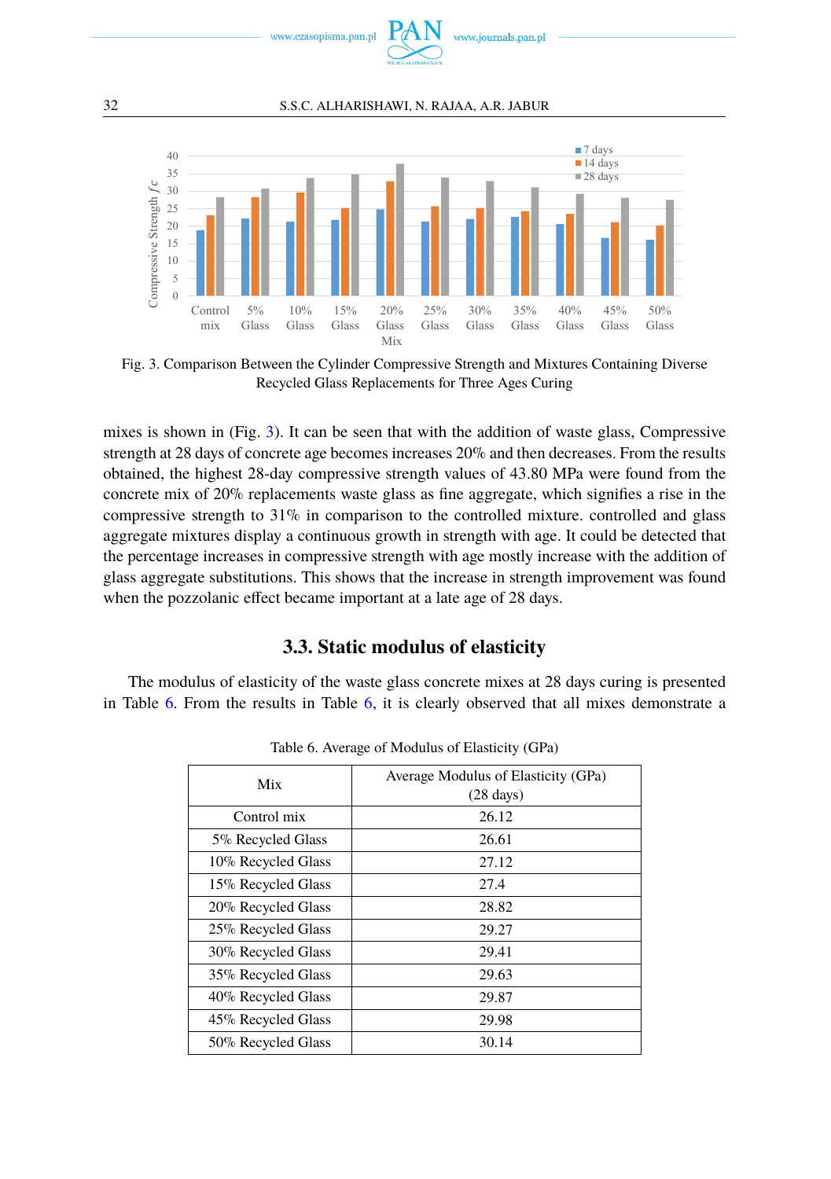Fig. 3. Comparison Between the Cylinder Compressive Strength and Mixtures Containing Diverse Recycled Glass Replacements for Three Ages Curing

mixes is shown in (Fig. 3). It can be seen that with the addition of waste glass, Compressive strength at 28 days of concrete age becomes increases 20% and then decreases. From the results obtained, the highest 28-day compressive strength values of 43.80 MPa were found from the concrete mix of 20% replacements waste glass as fine aggregate, which signifies a rise in the compressive strength to 31% in comparison to the controlled mixture. controlled and glass aggregate mixtures display a continuous growth in strength with age. It could be detected that the percentage increases in compressive strength with age mostly increase with the addition of glass aggregate substitutions. This shows that the increase in strength improvement was found when the pozzolanic effect became important at a late age of 28 days.

### 3.3. Static modulus of elasticity

The modulus of elasticity of the waste glass concrete mixes at 28 days curing is presented in Table 6. From the results in Table 6, it is clearly observed that all mixes demonstrate a

Table 6. Average of Modulus of Elasticity (GPa)

| Mix | Average Modulus of Elasticity (GPa) (28 days) |
|---|---|
| Control mix | 26.12 |
| 5% Recycled Glass | 26.61 |
| 10% Recycled Glass | 27.12 |
| 15% Recycled Glass | 27.4 |
| 20% Recycled Glass | 28.82 |
| 25% Recycled Glass | 29.27 |
| 30% Recycled Glass | 29.41 |
| 35% Recycled Glass | 29.63 |
| 40% Recycled Glass | 29.87 |
| 45% Recycled Glass | 29.98 |
| 50% Recycled Glass | 30.14 |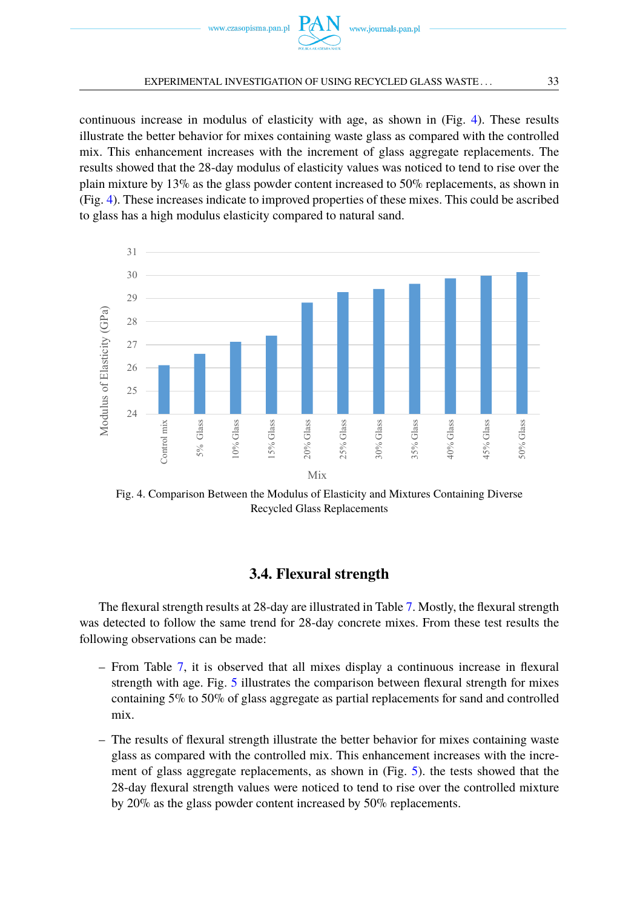continuous increase in modulus of elasticity with age, as shown in (Fig. 4). These results illustrate the better behavior for mixes containing waste glass as compared with the controlled mix. This enhancement increases with the increment of glass aggregate replacements. The results showed that the 28-day modulus of elasticity values was noticed to tend to rise over the plain mixture by 13% as the glass powder content increased to 50% replacements, as shown in (Fig. 4). These increases indicate to improved properties of these mixes. This could be ascribed to glass has a high modulus elasticity compared to natural sand.

Fig. 4. Comparison Between the Modulus of Elasticity and Mixtures Containing Diverse Recycled Glass Replacements

### 3.4. Flexural strength

The flexural strength results at 28-day are illustrated in Table 7. Mostly, the flexural strength was detected to follow the same trend for 28-day concrete mixes. From these test results the following observations can be made:

- From Table 7, it is observed that all mixes display a continuous increase in flexural strength with age. Fig. 5 illustrates the comparison between flexural strength for mixes containing 5% to 50% of glass aggregate as partial replacements for sand and controlled mix.
- The results of flexural strength illustrate the better behavior for mixes containing waste glass as compared with the controlled mix. This enhancement increases with the increment of glass aggregate replacements, as shown in (Fig. 5). the tests showed that the 28-day flexural strength values were noticed to tend to rise over the controlled mixture by 20% as the glass powder content increased by 50% replacements.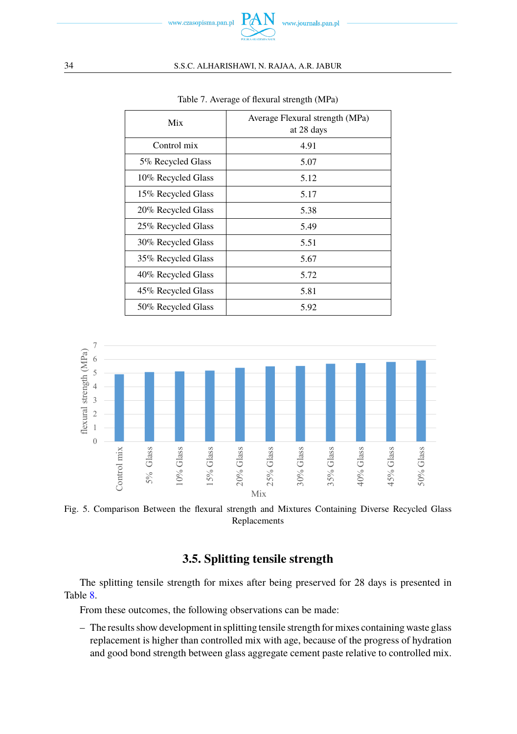Table 7. Average of flexural strength (MPa)

| Mix | Average Flexural strength (MPa) at 28 days |
|---|---|
| Control mix | 4.91 |
| 5% Recycled Glass | 5.07 |
| 10% Recycled Glass | 5.12 |
| 15% Recycled Glass | 5.17 |
| 20% Recycled Glass | 5.38 |
| 25% Recycled Glass | 5.49 |
| 30% Recycled Glass | 5.51 |
| 35% Recycled Glass | 5.67 |
| 40% Recycled Glass | 5.72 |
| 45% Recycled Glass | 5.81 |
| 50% Recycled Glass | 5.92 |

Fig. 5. Comparison Between the flexural strength and Mixtures Containing Diverse Recycled Glass Replacements

## 3.5. Splitting tensile strength

The splitting tensile strength for mixes after being preserved for 28 days is presented in Table 8.

From these outcomes, the following observations can be made:

- The results show development in splitting tensile strength for mixes containing waste glass replacement is higher than controlled mix with age, because of the progress of hydration and good bond strength between glass aggregate cement paste relative to controlled mix.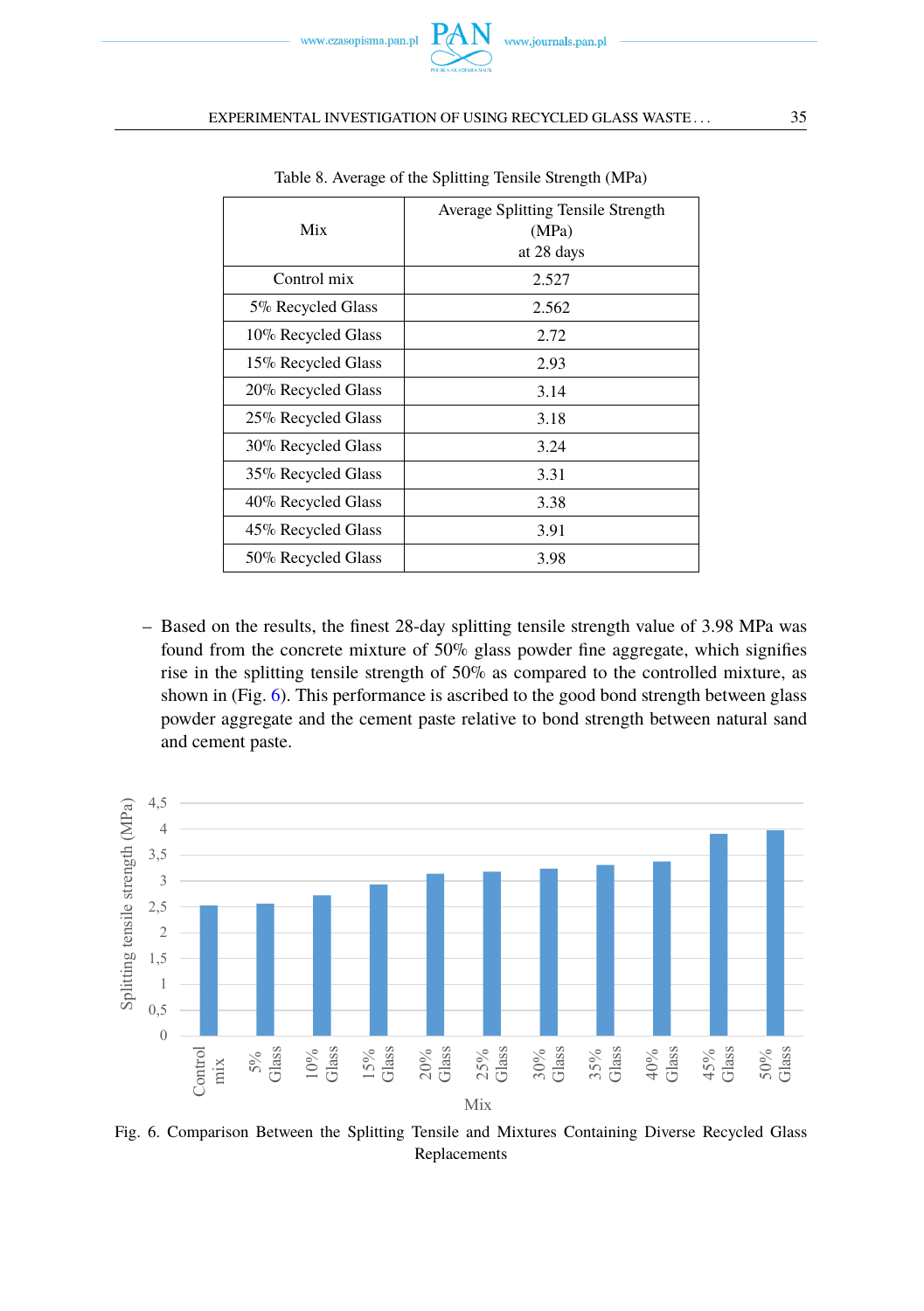Table 8. Average of the Splitting Tensile Strength (MPa)

| Mix | Average Splitting Tensile Strength (MPa) at 28 days |
|---|---|
| Control mix | 2.527 |
| 5% Recycled Glass | 2.562 |
| 10% Recycled Glass | 2.72 |
| 15% Recycled Glass | 2.93 |
| 20% Recycled Glass | 3.14 |
| 25% Recycled Glass | 3.18 |
| 30% Recycled Glass | 3.24 |
| 35% Recycled Glass | 3.31 |
| 40% Recycled Glass | 3.38 |
| 45% Recycled Glass | 3.91 |
| 50% Recycled Glass | 3.98 |

– Based on the results, the finest 28-day splitting tensile strength value of 3.98 MPa was found from the concrete mixture of 50% glass powder fine aggregate, which signifies rise in the splitting tensile strength of 50% as compared to the controlled mixture, as shown in (Fig. 6). This performance is ascribed to the good bond strength between glass powder aggregate and the cement paste relative to bond strength between natural sand and cement paste.

Fig. 6. Comparison Between the Splitting Tensile and Mixtures Containing Diverse Recycled Glass Replacements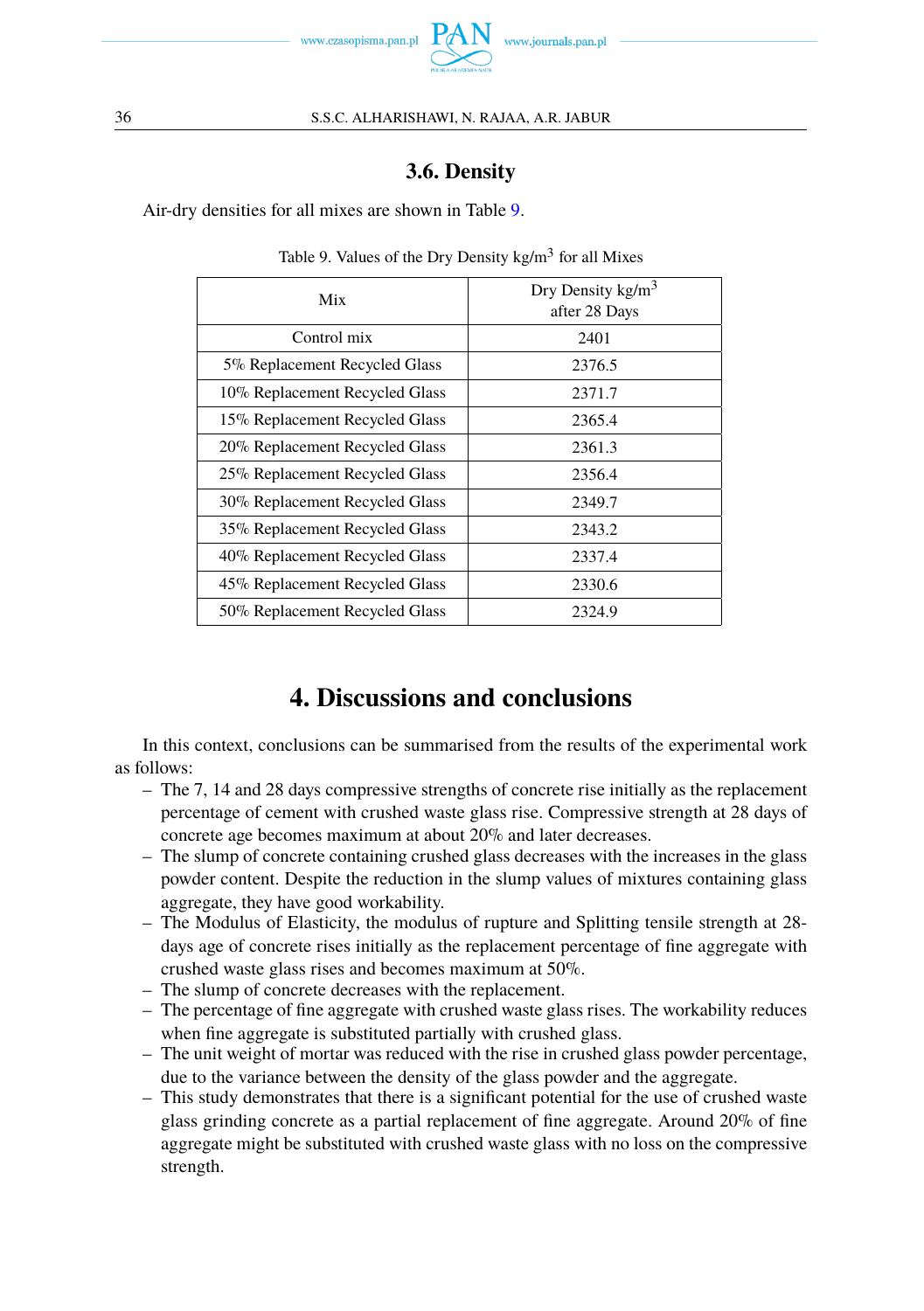### 3.6. Density

Air-dry densities for all mixes are shown in Table 9.

Table 9. Values of the Dry Density kg/m$^3$ for all Mixes

| Mix | Dry Density kg/m$^3$ after 28 Days |
|---|---|
| Control mix | 2401 |
| 5% Replacement Recycled Glass | 2376.5 |
| 10% Replacement Recycled Glass | 2371.7 |
| 15% Replacement Recycled Glass | 2365.4 |
| 20% Replacement Recycled Glass | 2361.3 |
| 25% Replacement Recycled Glass | 2356.4 |
| 30% Replacement Recycled Glass | 2349.7 |
| 35% Replacement Recycled Glass | 2343.2 |
| 40% Replacement Recycled Glass | 2337.4 |
| 45% Replacement Recycled Glass | 2330.6 |
| 50% Replacement Recycled Glass | 2324.9 |

## 4. Discussions and conclusions

In this context, conclusions can be summarised from the results of the experimental work as follows:

- The 7, 14 and 28 days compressive strengths of concrete rise initially as the replacement percentage of cement with crushed waste glass rise. Compressive strength at 28 days of concrete age becomes maximum at about 20% and later decreases.
- The slump of concrete containing crushed glass decreases with the increases in the glass powder content. Despite the reduction in the slump values of mixtures containing glass aggregate, they have good workability.
- The Modulus of Elasticity, the modulus of rupture and Splitting tensile strength at 28-days age of concrete rises initially as the replacement percentage of fine aggregate with crushed waste glass rises and becomes maximum at 50%.
- The slump of concrete decreases with the replacement.
- The percentage of fine aggregate with crushed waste glass rises. The workability reduces when fine aggregate is substituted partially with crushed glass.
- The unit weight of mortar was reduced with the rise in crushed glass powder percentage, due to the variance between the density of the glass powder and the aggregate.
- This study demonstrates that there is a significant potential for the use of crushed waste glass grinding concrete as a partial replacement of fine aggregate. Around 20% of fine aggregate might be substituted with crushed waste glass with no loss on the compressive strength.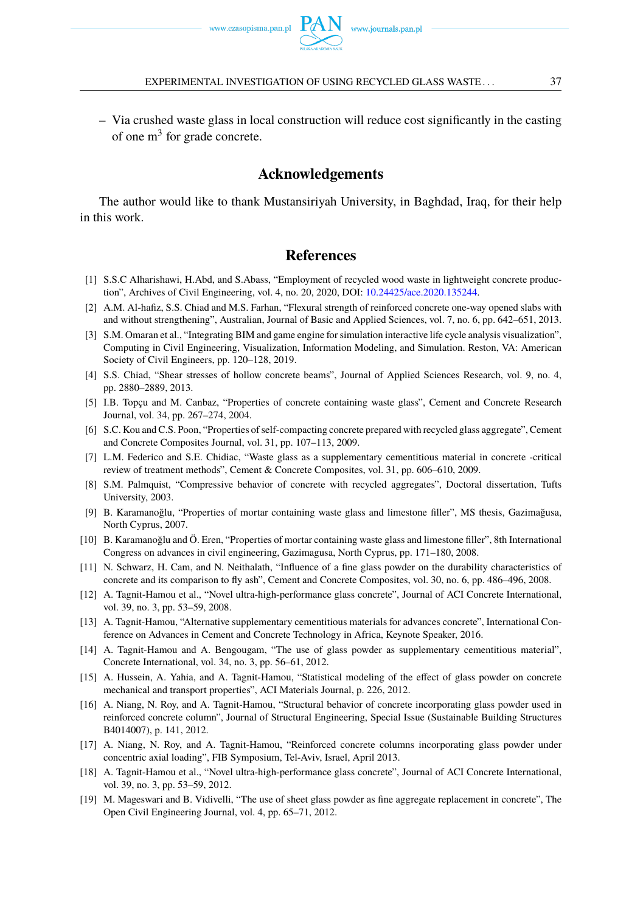– Via crushed waste glass in local construction will reduce cost significantly in the casting of one $m^3$ for grade concrete.

## Acknowledgements

The author would like to thank Mustansiriyah University, in Baghdad, Iraq, for their help in this work.

## References

[1] S.S.C Alharishawi, H.Abd, and S.Abass, "Employment of recycled wood waste in lightweight concrete production", Archives of Civil Engineering, vol. 4, no. 20, 2020, DOI: 10.24425/ace.2020.135244.

[2] A.M. Al-hafiz, S.S. Chiad and M.S. Farhan, "Flexural strength of reinforced concrete one-way opened slabs with and without strengthening", Australian, Journal of Basic and Applied Sciences, vol. 7, no. 6, pp. 642–651, 2013.

[3] S.M. Omaran et al., "Integrating BIM and game engine for simulation interactive life cycle analysis visualization", Computing in Civil Engineering, Visualization, Information Modeling, and Simulation. Reston, VA: American Society of Civil Engineers, pp. 120–128, 2019.

[4] S.S. Chiad, "Shear stresses of hollow concrete beams", Journal of Applied Sciences Research, vol. 9, no. 4, pp. 2880–2889, 2013.

[5] I.B. Topçu and M. Canbaz, "Properties of concrete containing waste glass", Cement and Concrete Research Journal, vol. 34, pp. 267–274, 2004.

[6] S.C. Kou and C.S. Poon, "Properties of self-compacting concrete prepared with recycled glass aggregate", Cement and Concrete Composites Journal, vol. 31, pp. 107–113, 2009.

[7] L.M. Federico and S.E. Chidiac, "Waste glass as a supplementary cementitious material in concrete -critical review of treatment methods", Cement & Concrete Composites, vol. 31, pp. 606–610, 2009.

[8] S.M. Palmquist, "Compressive behavior of concrete with recycled aggregates", Doctoral dissertation, Tufts University, 2003.

[9] B. Karamanoğlu, "Properties of mortar containing waste glass and limestone filler", MS thesis, Gazimağusa, North Cyprus, 2007.

[10] B. Karamanoğlu and Ö. Eren, "Properties of mortar containing waste glass and limestone filler", 8th International Congress on advances in civil engineering, Gazimagusa, North Cyprus, pp. 171–180, 2008.

[11] N. Schwarz, H. Cam, and N. Neithalath, "Influence of a fine glass powder on the durability characteristics of concrete and its comparison to fly ash", Cement and Concrete Composites, vol. 30, no. 6, pp. 486–496, 2008.

[12] A. Tagnit-Hamou et al., "Novel ultra-high-performance glass concrete", Journal of ACI Concrete International, vol. 39, no. 3, pp. 53–59, 2008.

[13] A. Tagnit-Hamou, "Alternative supplementary cementitious materials for advances concrete", International Conference on Advances in Cement and Concrete Technology in Africa, Keynote Speaker, 2016.

[14] A. Tagnit-Hamou and A. Bengougam, "The use of glass powder as supplementary cementitious material", Concrete International, vol. 34, no. 3, pp. 56–61, 2012.

[15] A. Hussein, A. Yahia, and A. Tagnit-Hamou, "Statistical modeling of the effect of glass powder on concrete mechanical and transport properties", ACI Materials Journal, p. 226, 2012.

[16] A. Niang, N. Roy, and A. Tagnit-Hamou, "Structural behavior of concrete incorporating glass powder used in reinforced concrete column", Journal of Structural Engineering, Special Issue (Sustainable Building Structures B4014007), p. 141, 2012.

[17] A. Niang, N. Roy, and A. Tagnit-Hamou, "Reinforced concrete columns incorporating glass powder under concentric axial loading", FIB Symposium, Tel-Aviv, Israel, April 2013.

[18] A. Tagnit-Hamou et al., "Novel ultra-high-performance glass concrete", Journal of ACI Concrete International, vol. 39, no. 3, pp. 53–59, 2012.

[19] M. Mageswari and B. Vidivelli, "The use of sheet glass powder as fine aggregate replacement in concrete", The Open Civil Engineering Journal, vol. 4, pp. 65–71, 2012.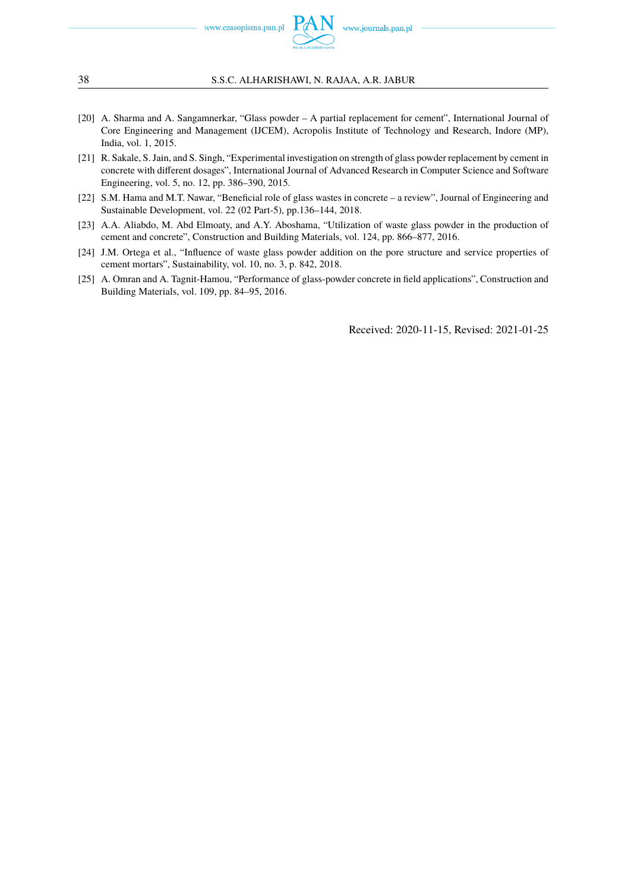[20] A. Sharma and A. Sangamnerkar, "Glass powder – A partial replacement for cement", International Journal of Core Engineering and Management (IJCEM), Acropolis Institute of Technology and Research, Indore (MP), India, vol. 1, 2015.

[21] R. Sakale, S. Jain, and S. Singh, "Experimental investigation on strength of glass powder replacement by cement in concrete with different dosages", International Journal of Advanced Research in Computer Science and Software Engineering, vol. 5, no. 12, pp. 386–390, 2015.

[22] S.M. Hama and M.T. Nawar, "Beneficial role of glass wastes in concrete – a review", Journal of Engineering and Sustainable Development, vol. 22 (02 Part-5), pp.136–144, 2018.

[23] A.A. Aliabdo, M. Abd Elmoaty, and A.Y. Aboshama, "Utilization of waste glass powder in the production of cement and concrete", Construction and Building Materials, vol. 124, pp. 866–877, 2016.

[24] J.M. Ortega et al., "Influence of waste glass powder addition on the pore structure and service properties of cement mortars", Sustainability, vol. 10, no. 3, p. 842, 2018.

[25] A. Omran and A. Tagnit-Hamou, "Performance of glass-powder concrete in field applications", Construction and Building Materials, vol. 109, pp. 84–95, 2016.

Received: 2020-11-15, Revised: 2021-01-25